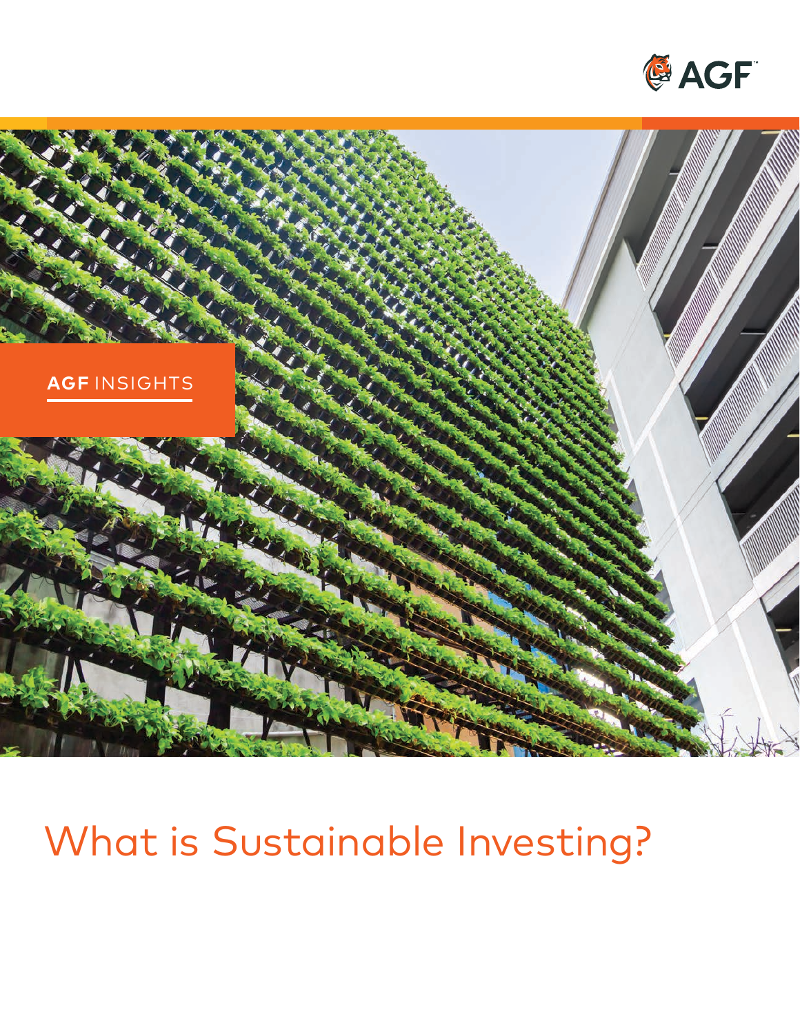AGF

**AGF** INSIGHTS

# What is Sustainable Investing?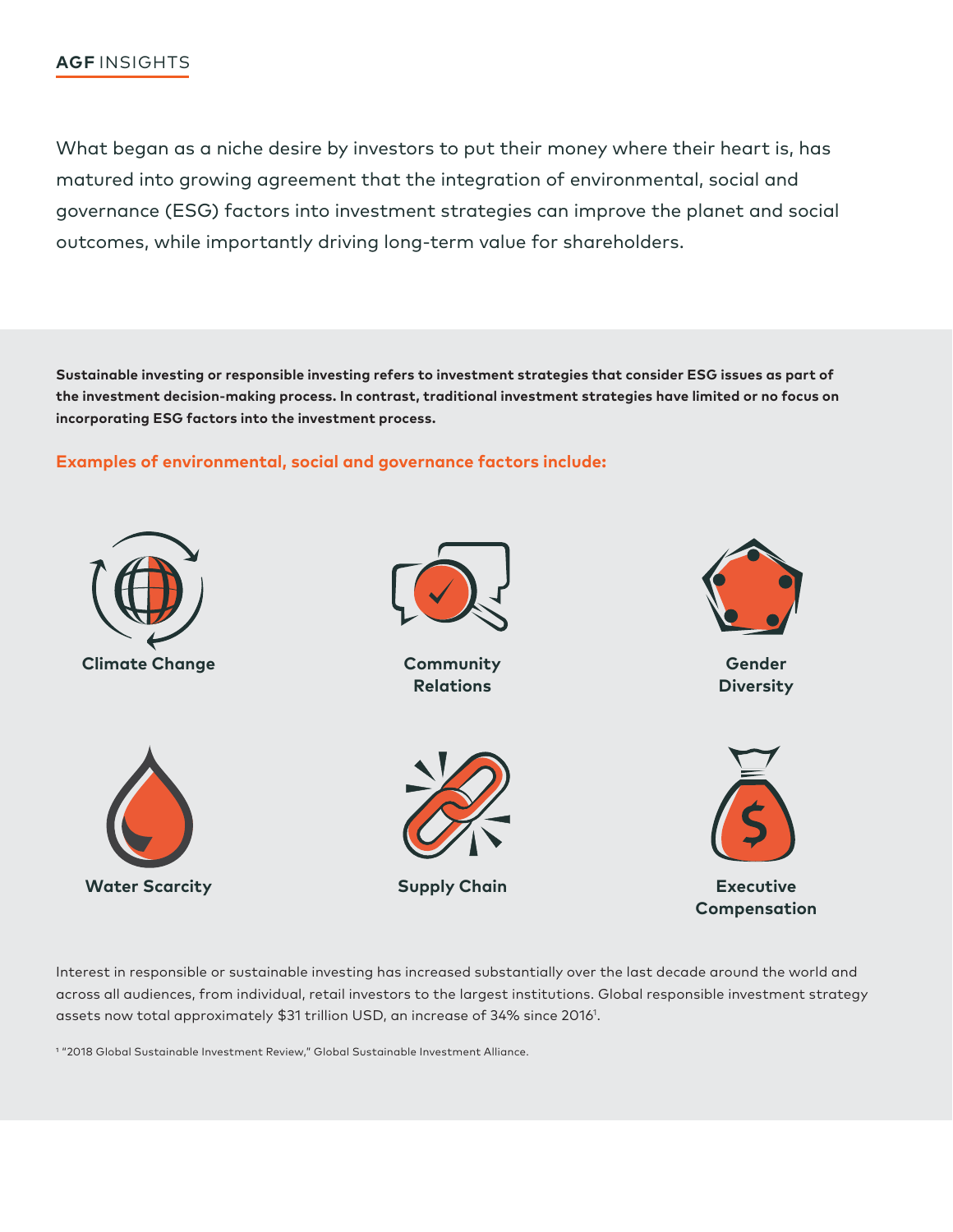What began as a niche desire by investors to put their money where their heart is, has matured into growing agreement that the integration of environmental, social and governance (ESG) factors into investment strategies can improve the planet and social outcomes, while importantly driving long-term value for shareholders.

**Sustainable investing or responsible investing refers to investment strategies that consider ESG issues as part of the investment decision-making process. In contrast, traditional investment strategies have limited or no focus on incorporating ESG factors into the investment process.**

### Examples of environmental, social and governance factors include:

- **Climate Change**
- **Community Relations**
- **Gender Diversity**
- **Water Scarcity**
- **Supply Chain**
- **Executive Compensation**

Interest in responsible or sustainable investing has increased substantially over the last decade around the world and across all audiences, from individual, retail investors to the largest institutions. Global responsible investment strategy assets now total approximately $31 trillion USD, an increase of 34% since 2016[1].

[1] "2018 Global Sustainable Investment Review," Global Sustainable Investment Alliance.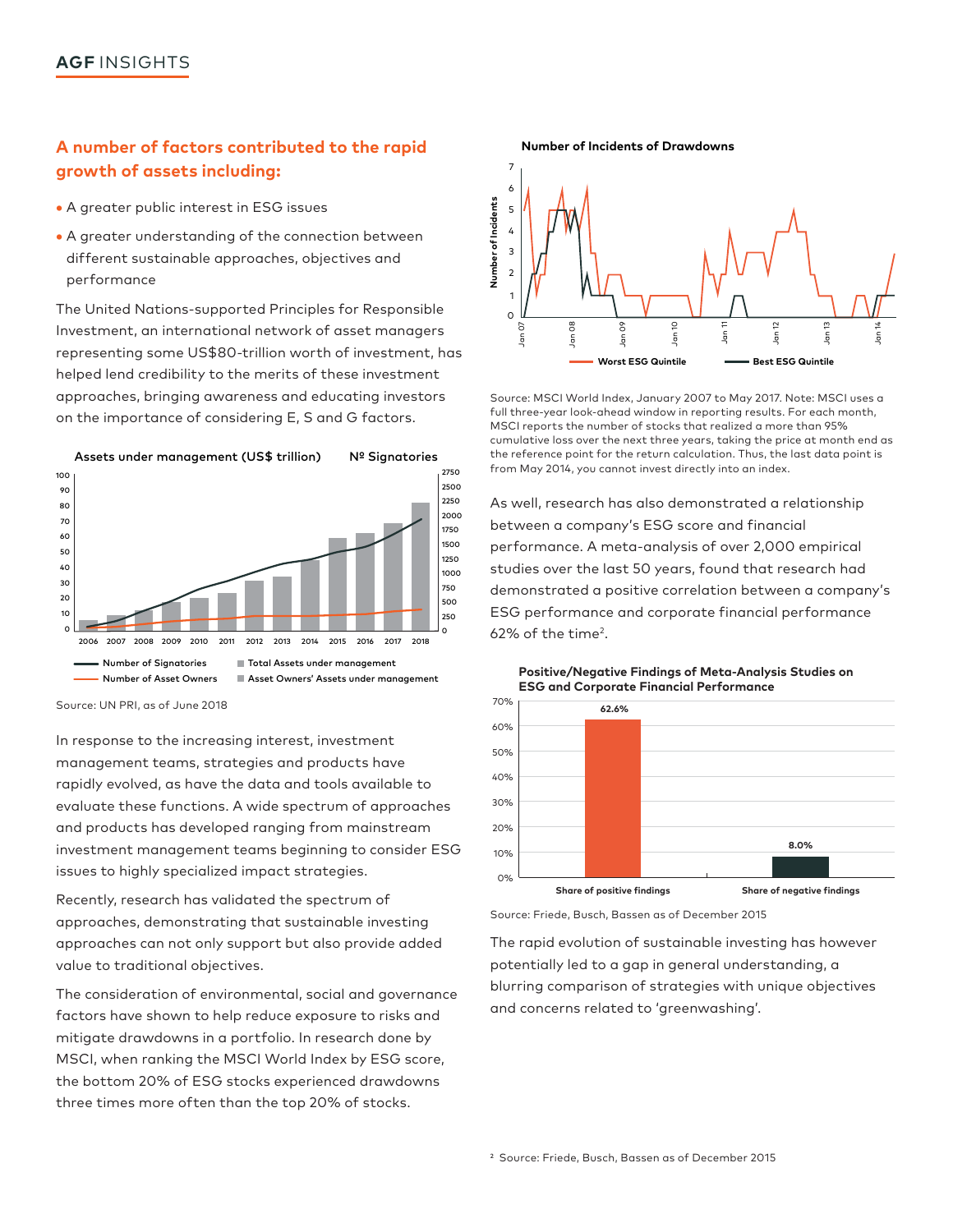### A number of factors contributed to the rapid growth of assets including:

- A greater public interest in ESG issues
- A greater understanding of the connection between different sustainable approaches, objectives and performance

The United Nations-supported Principles for Responsible Investment, an international network of asset managers representing some US$80-trillion worth of investment, has helped lend credibility to the merits of these investment approaches, bringing awareness and educating investors on the importance of considering E, S and G factors.

Assets under management (US$ trillion) Nº Signatories

Source: UN PRI, as of June 2018

In response to the increasing interest, investment management teams, strategies and products have rapidly evolved, as have the data and tools available to evaluate these functions. A wide spectrum of approaches and products has developed ranging from mainstream investment management teams beginning to consider ESG issues to highly specialized impact strategies.

Recently, research has validated the spectrum of approaches, demonstrating that sustainable investing approaches can not only support but also provide added value to traditional objectives.

The consideration of environmental, social and governance factors have shown to help reduce exposure to risks and mitigate drawdowns in a portfolio. In research done by MSCI, when ranking the MSCI World Index by ESG score, the bottom 20% of ESG stocks experienced drawdowns three times more often than the top 20% of stocks.

Number of Incidents of Drawdowns

Source: MSCI World Index, January 2007 to May 2017. Note: MSCI uses a full three-year look-ahead window in reporting results. For each month, MSCI reports the number of stocks that realized a more than 95% cumulative loss over the next three years, taking the price at month end as the reference point for the return calculation. Thus, the last data point is from May 2014, you cannot invest directly into an index.

As well, research has also demonstrated a relationship between a company's ESG score and financial performance. A meta-analysis of over 2,000 empirical studies over the last 50 years, found that research had demonstrated a positive correlation between a company's ESG performance and corporate financial performance 62% of the time[2].

Positive/Negative Findings of Meta-Analysis Studies on ESG and Corporate Financial Performance

| | Share of positive findings | Share of negative findings |
|---|---|---|
| | 62.6% | 8.0% |

Source: Friede, Busch, Bassen as of December 2015

The rapid evolution of sustainable investing has however potentially led to a gap in general understanding, a blurring comparison of strategies with unique objectives and concerns related to 'greenwashing'.

[2] Source: Friede, Busch, Bassen as of December 2015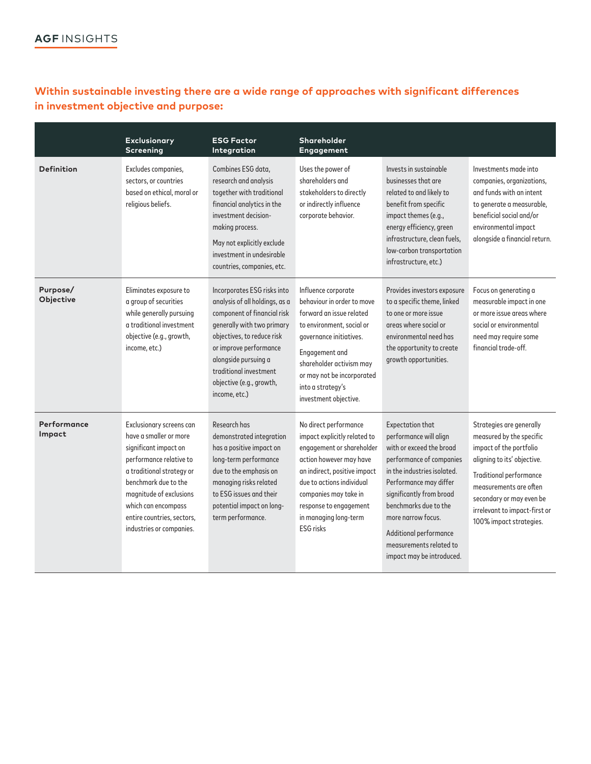**Within sustainable investing there are a wide range of approaches with significant differences in investment objective and purpose:**

| | Exclusionary Screening | ESG Factor Integration | Shareholder Engagement | | |
|---|---|---|---|---|---|
| **Definition** | Excludes companies, sectors, or countries based on ethical, moral or religious beliefs. | Combines ESG data, research and analysis together with traditional financial analytics in the investment decision-making process. May not explicitly exclude investment in undesirable countries, companies, etc. | Uses the power of shareholders and stakeholders to directly or indirectly influence corporate behavior. | Invests in sustainable businesses that are related to and likely to benefit from specific impact themes (e.g., energy efficiency, green infrastructure, clean fuels, low-carbon transportation infrastructure, etc.) | Investments made into companies, organizations, and funds with an intent to generate a measurable, beneficial social and/or environmental impact alongside a financial return. |
| **Purpose/ Objective** | Eliminates exposure to a group of securities while generally pursuing a traditional investment objective (e.g., growth, income, etc.) | Incorporates ESG risks into analysis of all holdings, as a component of financial risk generally with two primary objectives, to reduce risk or improve performance alongside pursuing a traditional investment objective (e.g., growth, income, etc.) | Influence corporate behaviour in order to move forward an issue related to environment, social or governance initiatives. Engagement and shareholder activism may or may not be incorporated into a strategy's investment objective. | Provides investors exposure to a specific theme, linked to one or more issue areas where social or environmental need has the opportunity to create growth opportunities. | Focus on generating a measurable impact in one or more issue areas where social or environmental need may require some financial trade-off. |
| **Performance Impact** | Exclusionary screens can have a smaller or more significant impact on performance relative to a traditional strategy or benchmark due to the magnitude of exclusions which can encompass entire countries, sectors, industries or companies. | Research has demonstrated integration has a positive impact on long-term performance due to the emphasis on managing risks related to ESG issues and their potential impact on long-term performance. | No direct performance impact explicitly related to engagement or shareholder action however may have an indirect, positive impact due to actions individual companies may take in response to engagement in managing long-term ESG risks | Expectation that performance will align with or exceed the broad performance of companies in the industries isolated. Performance may differ significantly from broad benchmarks due to the more narrow focus. Additional performance measurements related to impact may be introduced. | Strategies are generally measured by the specific impact of the portfolio aligning to its' objective. Traditional performance measurements are often secondary or may even be irrelevant to impact-first or 100% impact strategies. |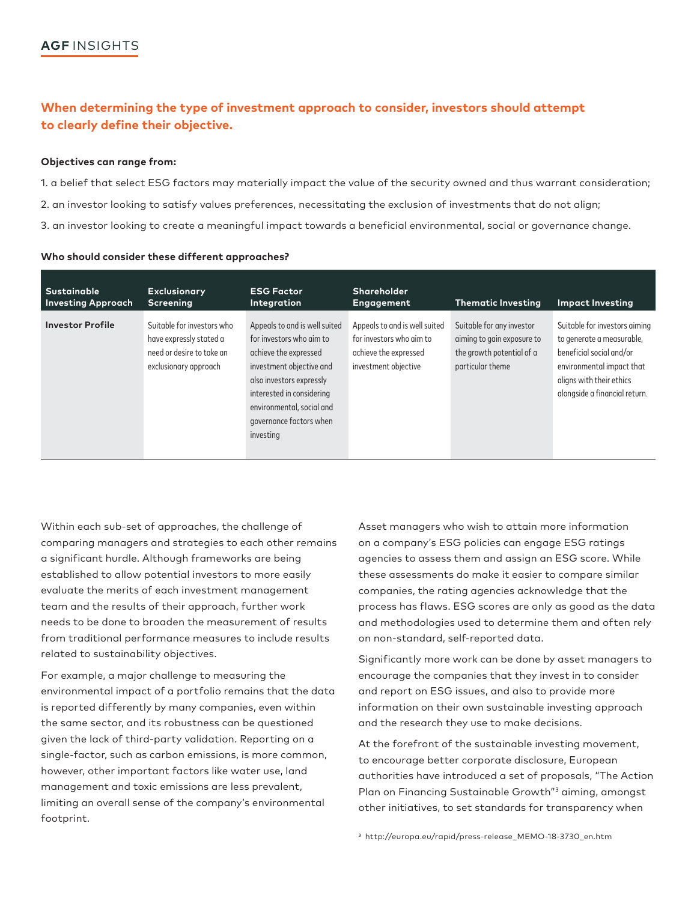## When determining the type of investment approach to consider, investors should attempt to clearly define their objective.

**Objectives can range from:**

1. a belief that select ESG factors may materially impact the value of the security owned and thus warrant consideration;
2. an investor looking to satisfy values preferences, necessitating the exclusion of investments that do not align;
3. an investor looking to create a meaningful impact towards a beneficial environmental, social or governance change.

**Who should consider these different approaches?**

| Sustainable Investing Approach | Exclusionary Screening | ESG Factor Integration | Shareholder Engagement | Thematic Investing | Impact Investing |
|---|---|---|---|---|---|
| **Investor Profile** | Suitable for investors who have expressly stated a need or desire to take an exclusionary approach | Appeals to and is well suited for investors who aim to achieve the expressed investment objective and also investors expressly interested in considering environmental, social and governance factors when investing | Appeals to and is well suited for investors who aim to achieve the expressed investment objective | Suitable for any investor aiming to gain exposure to the growth potential of a particular theme | Suitable for investors aiming to generate a measurable, beneficial social and/or environmental impact that aligns with their ethics alongside a financial return. |

Within each sub-set of approaches, the challenge of comparing managers and strategies to each other remains a significant hurdle. Although frameworks are being established to allow potential investors to more easily evaluate the merits of each investment management team and the results of their approach, further work needs to be done to broaden the measurement of results from traditional performance measures to include results related to sustainability objectives.

For example, a major challenge to measuring the environmental impact of a portfolio remains that the data is reported differently by many companies, even within the same sector, and its robustness can be questioned given the lack of third-party validation. Reporting on a single-factor, such as carbon emissions, is more common, however, other important factors like water use, land management and toxic emissions are less prevalent, limiting an overall sense of the company's environmental footprint.

Asset managers who wish to attain more information on a company's ESG policies can engage ESG ratings agencies to assess them and assign an ESG score. While these assessments do make it easier to compare similar companies, the rating agencies acknowledge that the process has flaws. ESG scores are only as good as the data and methodologies used to determine them and often rely on non-standard, self-reported data.

Significantly more work can be done by asset managers to encourage the companies that they invest in to consider and report on ESG issues, and also to provide more information on their own sustainable investing approach and the research they use to make decisions.

At the forefront of the sustainable investing movement, to encourage better corporate disclosure, European authorities have introduced a set of proposals, "The Action Plan on Financing Sustainable Growth"[3] aiming, amongst other initiatives, to set standards for transparency when

[3] http://europa.eu/rapid/press-release_MEMO-18-3730_en.htm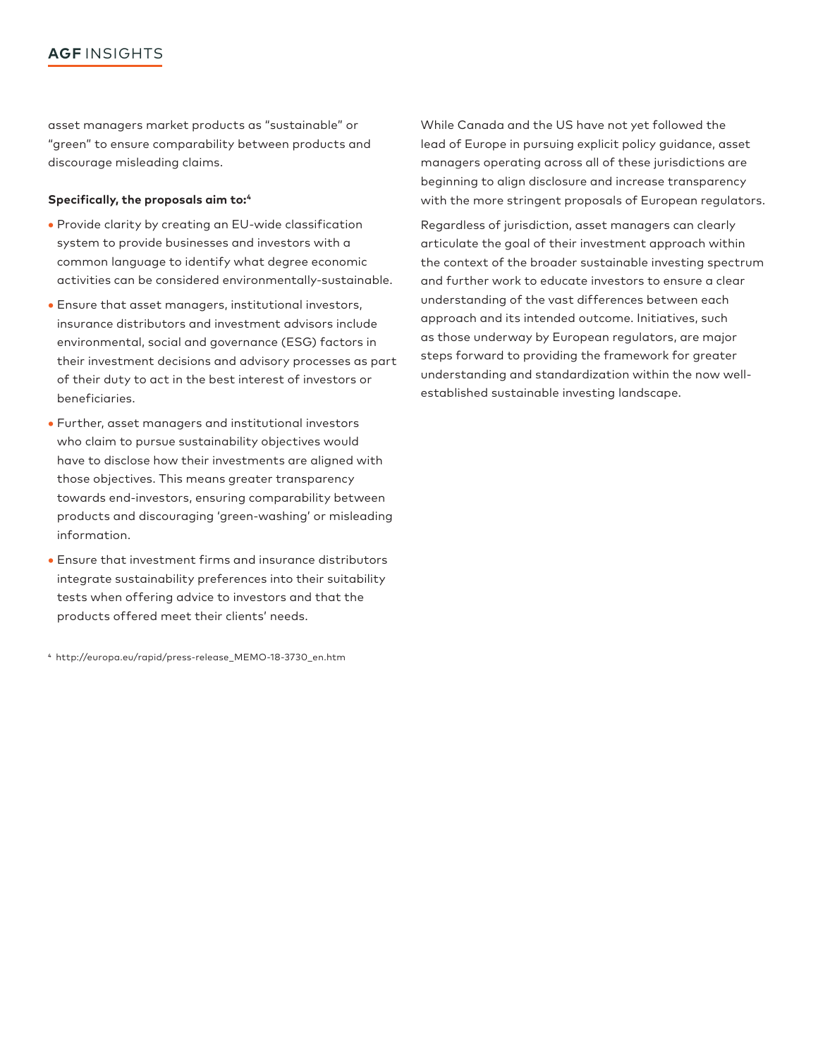asset managers market products as "sustainable" or "green" to ensure comparability between products and discourage misleading claims.

**Specifically, the proposals aim to:**[4]

- Provide clarity by creating an EU-wide classification system to provide businesses and investors with a common language to identify what degree economic activities can be considered environmentally-sustainable.
- Ensure that asset managers, institutional investors, insurance distributors and investment advisors include environmental, social and governance (ESG) factors in their investment decisions and advisory processes as part of their duty to act in the best interest of investors or beneficiaries.
- Further, asset managers and institutional investors who claim to pursue sustainability objectives would have to disclose how their investments are aligned with those objectives. This means greater transparency towards end-investors, ensuring comparability between products and discouraging 'green-washing' or misleading information.
- Ensure that investment firms and insurance distributors integrate sustainability preferences into their suitability tests when offering advice to investors and that the products offered meet their clients' needs.

[4] http://europa.eu/rapid/press-release_MEMO-18-3730_en.htm

While Canada and the US have not yet followed the lead of Europe in pursuing explicit policy guidance, asset managers operating across all of these jurisdictions are beginning to align disclosure and increase transparency with the more stringent proposals of European regulators.

Regardless of jurisdiction, asset managers can clearly articulate the goal of their investment approach within the context of the broader sustainable investing spectrum and further work to educate investors to ensure a clear understanding of the vast differences between each approach and its intended outcome. Initiatives, such as those underway by European regulators, are major steps forward to providing the framework for greater understanding and standardization within the now well-established sustainable investing landscape.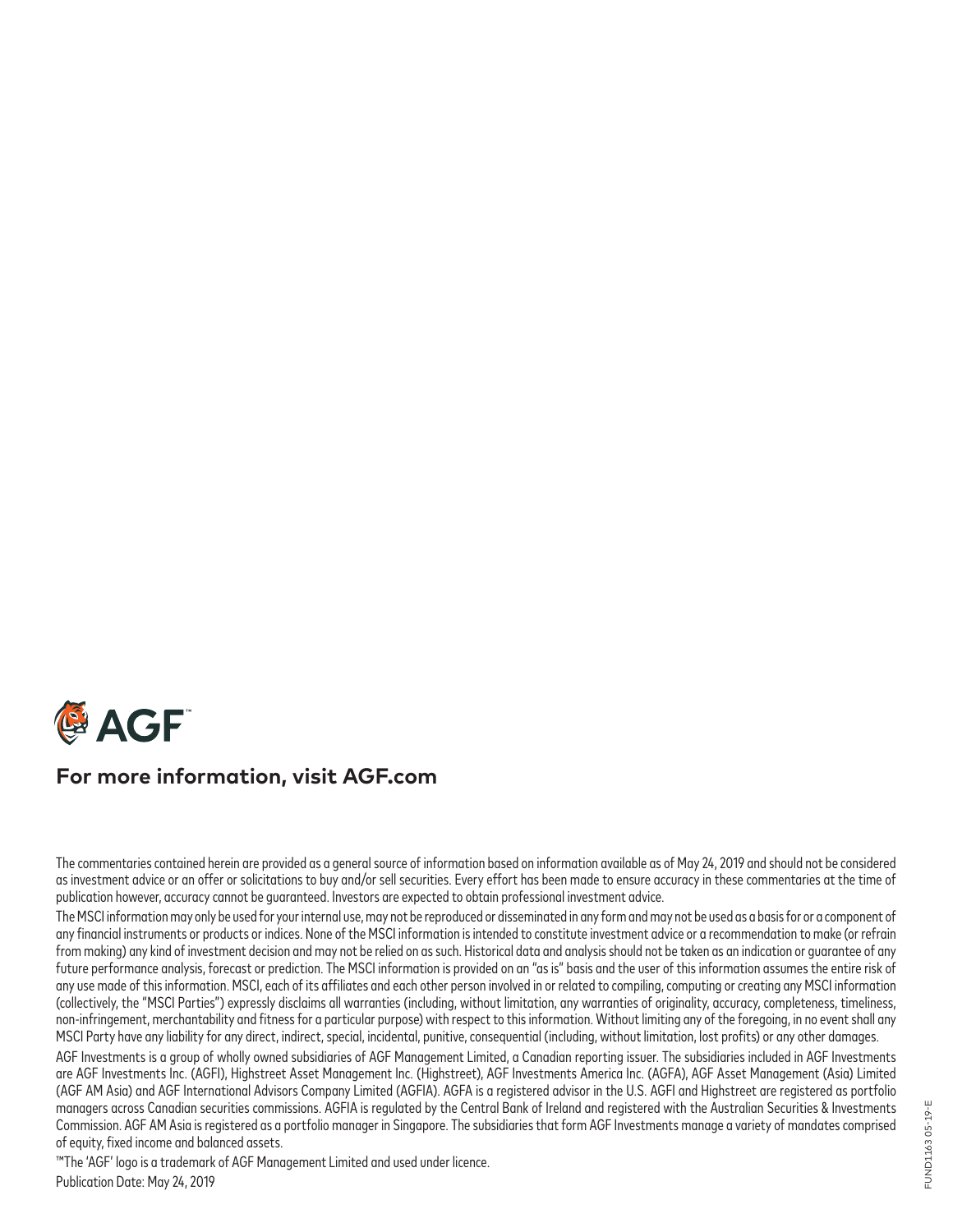## For more information, visit AGF.com

The commentaries contained herein are provided as a general source of information based on information available as of May 24, 2019 and should not be considered as investment advice or an offer or solicitations to buy and/or sell securities. Every effort has been made to ensure accuracy in these commentaries at the time of publication however, accuracy cannot be guaranteed. Investors are expected to obtain professional investment advice.

The MSCI information may only be used for your internal use, may not be reproduced or disseminated in any form and may not be used as a basis for or a component of any financial instruments or products or indices. None of the MSCI information is intended to constitute investment advice or a recommendation to make (or refrain from making) any kind of investment decision and may not be relied on as such. Historical data and analysis should not be taken as an indication or guarantee of any future performance analysis, forecast or prediction. The MSCI information is provided on an "as is" basis and the user of this information assumes the entire risk of any use made of this information. MSCI, each of its affiliates and each other person involved in or related to compiling, computing or creating any MSCI information (collectively, the "MSCI Parties") expressly disclaims all warranties (including, without limitation, any warranties of originality, accuracy, completeness, timeliness, non-infringement, merchantability and fitness for a particular purpose) with respect to this information. Without limiting any of the foregoing, in no event shall any MSCI Party have any liability for any direct, indirect, special, incidental, punitive, consequential (including, without limitation, lost profits) or any other damages.

AGF Investments is a group of wholly owned subsidiaries of AGF Management Limited, a Canadian reporting issuer. The subsidiaries included in AGF Investments are AGF Investments Inc. (AGFI), Highstreet Asset Management Inc. (Highstreet), AGF Investments America Inc. (AGFA), AGF Asset Management (Asia) Limited (AGF AM Asia) and AGF International Advisors Company Limited (AGFIA). AGFA is a registered advisor in the U.S. AGFI and Highstreet are registered as portfolio managers across Canadian securities commissions. AGFIA is regulated by the Central Bank of Ireland and registered with the Australian Securities & Investments Commission. AGF AM Asia is registered as a portfolio manager in Singapore. The subsidiaries that form AGF Investments manage a variety of mandates comprised of equity, fixed income and balanced assets.

™The 'AGF' logo is a trademark of AGF Management Limited and used under licence.

Publication Date: May 24, 2019

FUND1163 05-19-E